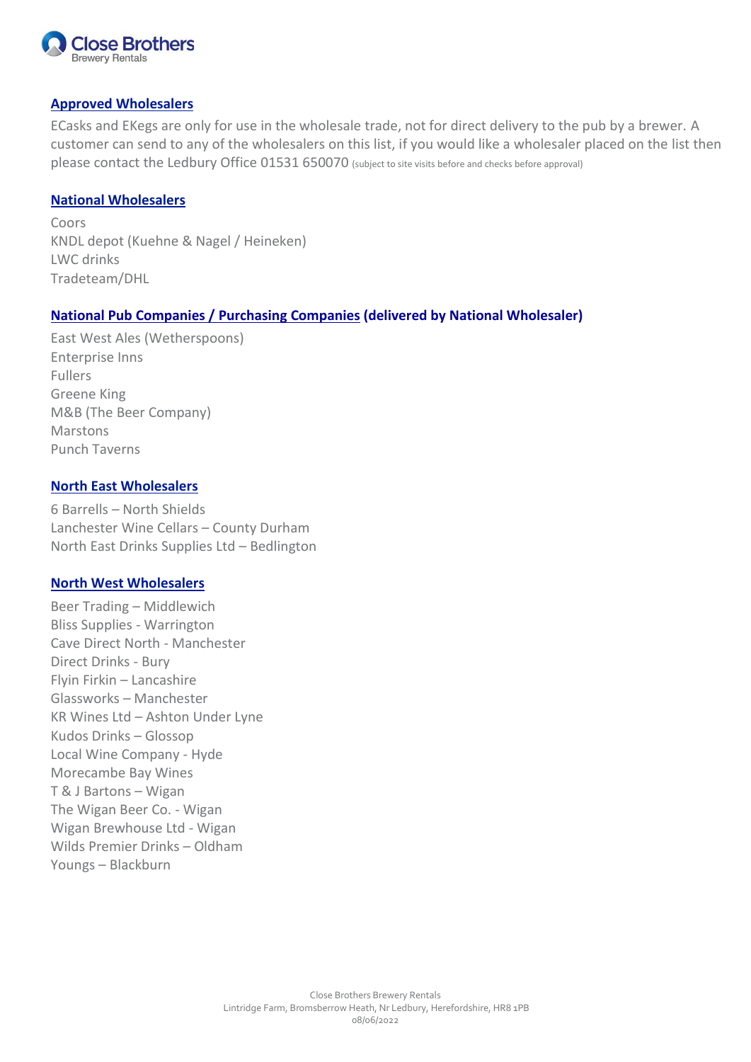Close Brothers
Brewery Rentals

## Approved Wholesalers

ECasks and EKegs are only for use in the wholesale trade, not for direct delivery to the pub by a brewer. A customer can send to any of the wholesalers on this list, if you would like a wholesaler placed on the list then please contact the Ledbury Office 01531 650070 (subject to site visits before and checks before approval)

## National Wholesalers

Coors
KNDL depot (Kuehne & Nagel / Heineken)
LWC drinks
Tradeteam/DHL

## National Pub Companies / Purchasing Companies (delivered by National Wholesaler)

East West Ales (Wetherspoons)
Enterprise Inns
Fullers
Greene King
M&B (The Beer Company)
Marstons
Punch Taverns

## North East Wholesalers

6 Barrells – North Shields
Lanchester Wine Cellars – County Durham
North East Drinks Supplies Ltd – Bedlington

## North West Wholesalers

Beer Trading – Middlewich
Bliss Supplies - Warrington
Cave Direct North - Manchester
Direct Drinks - Bury
Flyin Firkin – Lancashire
Glassworks – Manchester
KR Wines Ltd – Ashton Under Lyne
Kudos Drinks – Glossop
Local Wine Company - Hyde
Morecambe Bay Wines
T & J Bartons – Wigan
The Wigan Beer Co. - Wigan
Wigan Brewhouse Ltd - Wigan
Wilds Premier Drinks – Oldham
Youngs – Blackburn

Close Brothers Brewery Rentals
Lintridge Farm, Bromsberrow Heath, Nr Ledbury, Herefordshire, HR8 1PB
08/06/2022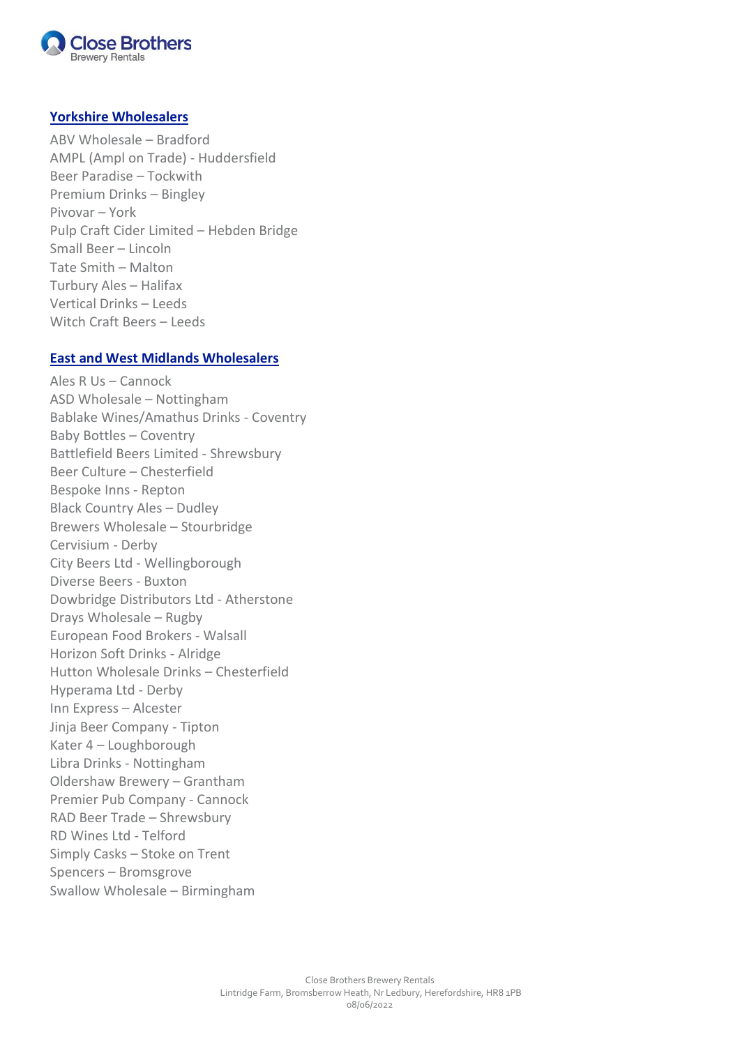## Yorkshire Wholesalers

ABV Wholesale – Bradford
AMPL (Ampl on Trade) - Huddersfield
Beer Paradise – Tockwith
Premium Drinks – Bingley
Pivovar – York
Pulp Craft Cider Limited – Hebden Bridge
Small Beer – Lincoln
Tate Smith – Malton
Turbury Ales – Halifax
Vertical Drinks – Leeds
Witch Craft Beers – Leeds

## East and West Midlands Wholesalers

Ales R Us – Cannock
ASD Wholesale – Nottingham
Bablake Wines/Amathus Drinks - Coventry
Baby Bottles – Coventry
Battlefield Beers Limited - Shrewsbury
Beer Culture – Chesterfield
Bespoke Inns - Repton
Black Country Ales – Dudley
Brewers Wholesale – Stourbridge
Cervisium - Derby
City Beers Ltd - Wellingborough
Diverse Beers - Buxton
Dowbridge Distributors Ltd - Atherstone
Drays Wholesale – Rugby
European Food Brokers - Walsall
Horizon Soft Drinks - Alridge
Hutton Wholesale Drinks – Chesterfield
Hyperama Ltd - Derby
Inn Express – Alcester
Jinja Beer Company - Tipton
Kater 4 – Loughborough
Libra Drinks - Nottingham
Oldershaw Brewery – Grantham
Premier Pub Company - Cannock
RAD Beer Trade – Shrewsbury
RD Wines Ltd - Telford
Simply Casks – Stoke on Trent
Spencers – Bromsgrove
Swallow Wholesale – Birmingham

Close Brothers Brewery Rentals
Lintridge Farm, Bromsberrow Heath, Nr Ledbury, Herefordshire, HR8 1PB
08/06/2022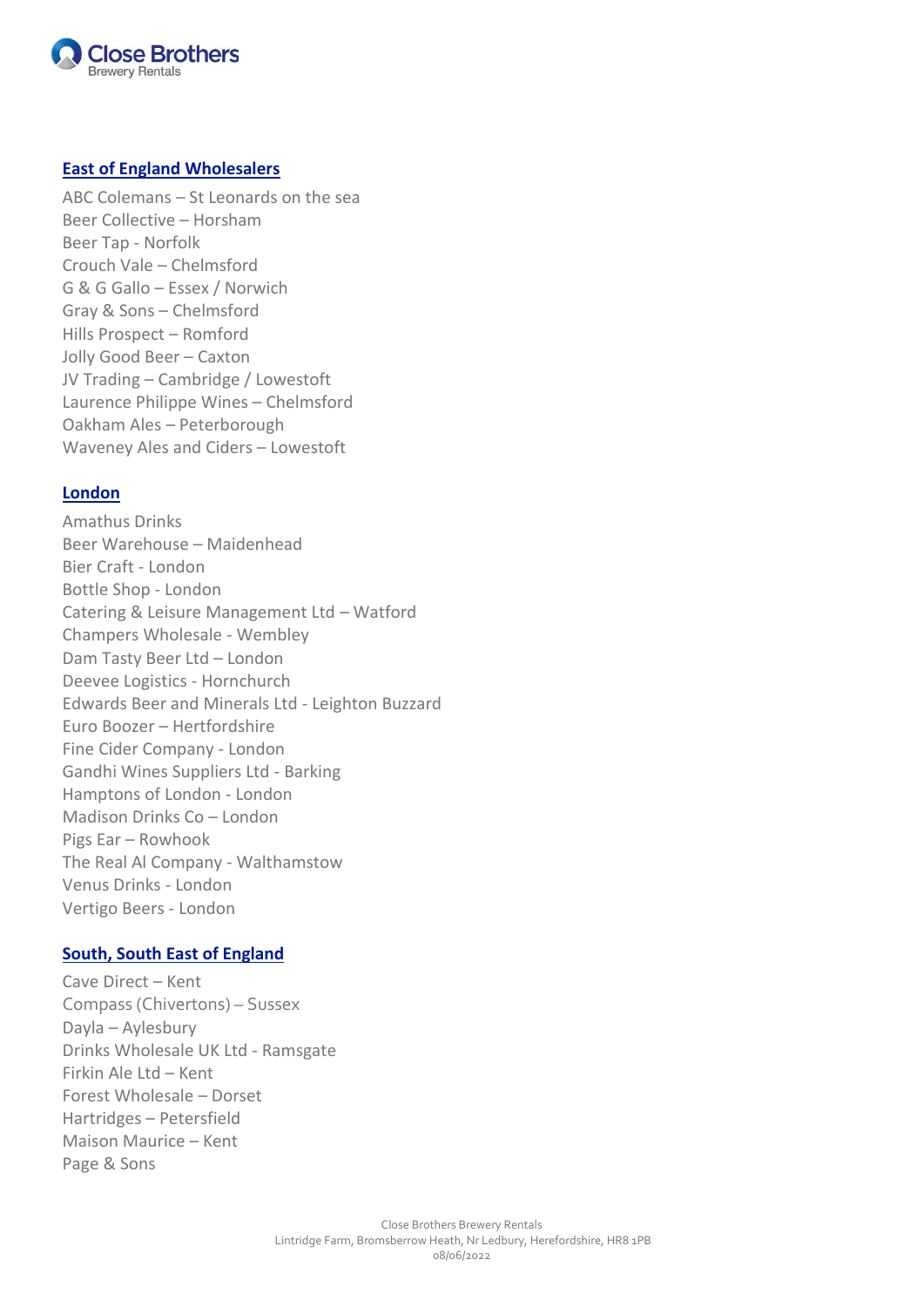## East of England Wholesalers

ABC Colemans – St Leonards on the sea
Beer Collective – Horsham
Beer Tap - Norfolk
Crouch Vale – Chelmsford
G & G Gallo – Essex / Norwich
Gray & Sons – Chelmsford
Hills Prospect – Romford
Jolly Good Beer – Caxton
JV Trading – Cambridge / Lowestoft
Laurence Philippe Wines – Chelmsford
Oakham Ales – Peterborough
Waveney Ales and Ciders – Lowestoft

## London

Amathus Drinks
Beer Warehouse – Maidenhead
Bier Craft - London
Bottle Shop - London
Catering & Leisure Management Ltd – Watford
Champers Wholesale - Wembley
Dam Tasty Beer Ltd – London
Deevee Logistics - Hornchurch
Edwards Beer and Minerals Ltd - Leighton Buzzard
Euro Boozer – Hertfordshire
Fine Cider Company - London
Gandhi Wines Suppliers Ltd - Barking
Hamptons of London - London
Madison Drinks Co – London
Pigs Ear – Rowhook
The Real Al Company - Walthamstow
Venus Drinks - London
Vertigo Beers - London

## South, South East of England

Cave Direct – Kent
Compass (Chivertons) – Sussex
Dayla – Aylesbury
Drinks Wholesale UK Ltd - Ramsgate
Firkin Ale Ltd – Kent
Forest Wholesale – Dorset
Hartridges – Petersfield
Maison Maurice – Kent
Page & Sons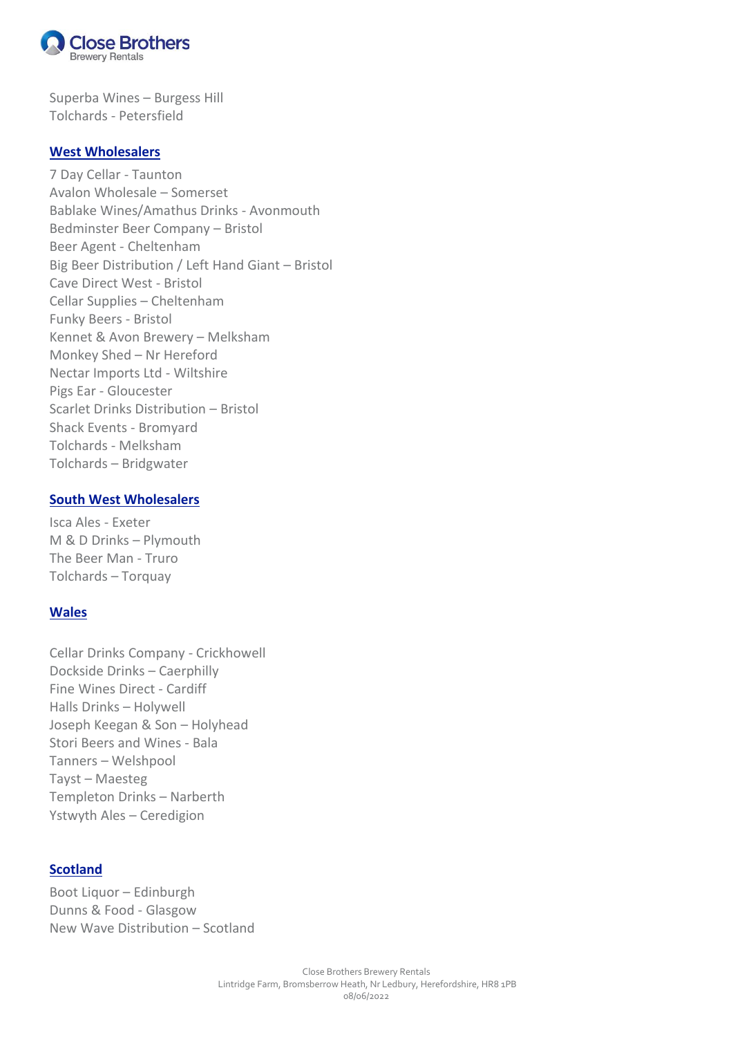Superba Wines – Burgess Hill
Tolchards - Petersfield

## West Wholesalers

7 Day Cellar - Taunton
Avalon Wholesale – Somerset
Bablake Wines/Amathus Drinks - Avonmouth
Bedminster Beer Company – Bristol
Beer Agent - Cheltenham
Big Beer Distribution / Left Hand Giant – Bristol
Cave Direct West - Bristol
Cellar Supplies – Cheltenham
Funky Beers - Bristol
Kennet & Avon Brewery – Melksham
Monkey Shed – Nr Hereford
Nectar Imports Ltd - Wiltshire
Pigs Ear - Gloucester
Scarlet Drinks Distribution – Bristol
Shack Events - Bromyard
Tolchards - Melksham
Tolchards – Bridgwater

## South West Wholesalers

Isca Ales - Exeter
M & D Drinks – Plymouth
The Beer Man - Truro
Tolchards – Torquay

## Wales

Cellar Drinks Company - Crickhowell
Dockside Drinks – Caerphilly
Fine Wines Direct - Cardiff
Halls Drinks – Holywell
Joseph Keegan & Son – Holyhead
Stori Beers and Wines - Bala
Tanners – Welshpool
Tayst – Maesteg
Templeton Drinks – Narberth
Ystwyth Ales – Ceredigion

## Scotland

Boot Liquor – Edinburgh
Dunns & Food - Glasgow
New Wave Distribution – Scotland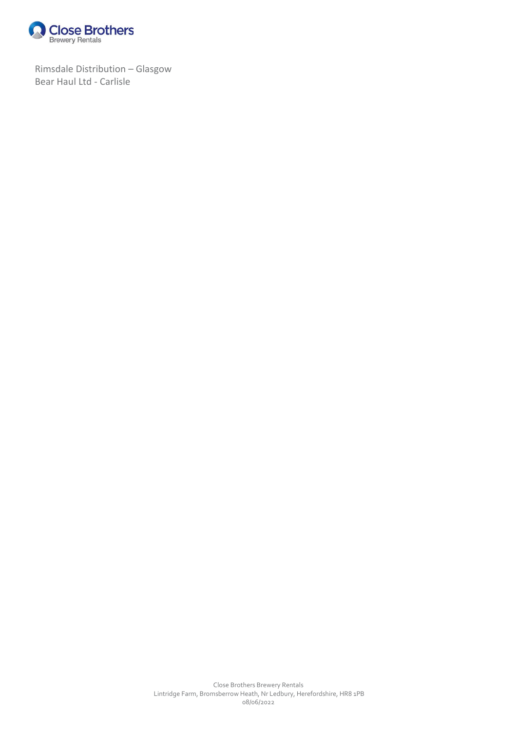Rimsdale Distribution – Glasgow
Bear Haul Ltd - Carlisle